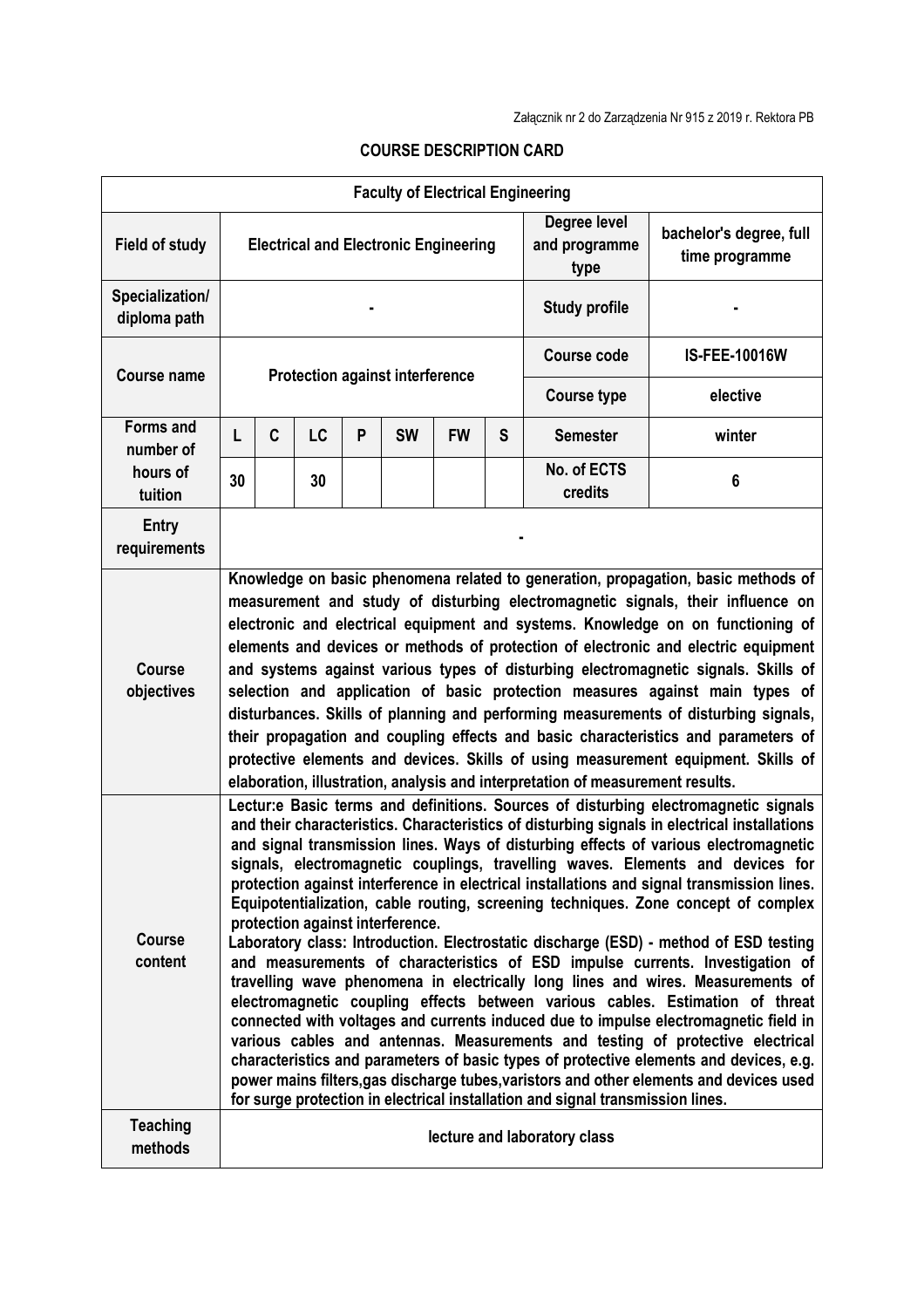Załącznik nr 2 do Zarządzenia Nr 915 z 2019 r. Rektora PB

## COURSE DESCRIPTION CARD

| Faculty of Electrical Engineering | | | | | | | | | |
|---|---|---|---|---|---|---|---|---|---|
| **Field of study** | Electrical and Electronic Engineering | | | | | | | **Degree level and programme type** | bachelor's degree, full time programme |
| **Specialization/ diploma path** | - | | | | | | | **Study profile** | - |
| **Course name** | Protection against interference | | | | | | | **Course code** | IS-FEE-10016W |
| | | | | | | | | **Course type** | elective |
| **Forms and number of hours of tuition** | L | C | LC | P | SW | FW | S | **Semester** | winter |
| | 30 | | 30 | | | | | **No. of ECTS credits** | 6 |
| **Entry requirements** | - | | | | | | | | |
| **Course objectives** | Knowledge on basic phenomena related to generation, propagation, basic methods of measurement and study of disturbing electromagnetic signals, their influence on electronic and electrical equipment and systems. Knowledge on on functioning of elements and devices or methods of protection of electronic and electric equipment and systems against various types of disturbing electromagnetic signals. Skills of selection and application of basic protection measures against main types of disturbances. Skills of planning and performing measurements of disturbing signals, their propagation and coupling effects and basic characteristics and parameters of protective elements and devices. Skills of using measurement equipment. Skills of elaboration, illustration, analysis and interpretation of measurement results. | | | | | | | | |
| **Course content** | Lectur:e Basic terms and definitions. Sources of disturbing electromagnetic signals and their characteristics. Characteristics of disturbing signals in electrical installations and signal transmission lines. Ways of disturbing effects of various electromagnetic signals, electromagnetic couplings, travelling waves. Elements and devices for protection against interference in electrical installations and signal transmission lines. Equipotentialization, cable routing, screening techniques. Zone concept of complex protection against interference.<br>Laboratory class: Introduction. Electrostatic discharge (ESD) - method of ESD testing and measurements of characteristics of ESD impulse currents. Investigation of travelling wave phenomena in electrically long lines and wires. Measurements of electromagnetic coupling effects between various cables. Estimation of threat connected with voltages and currents induced due to impulse electromagnetic field in various cables and antennas. Measurements and testing of protective electrical characteristics and parameters of basic types of protective elements and devices, e.g. power mains filters,gas discharge tubes,varistors and other elements and devices used for surge protection in electrical installation and signal transmission lines. | | | | | | | | |
| **Teaching methods** | lecture and laboratory class | | | | | | | | |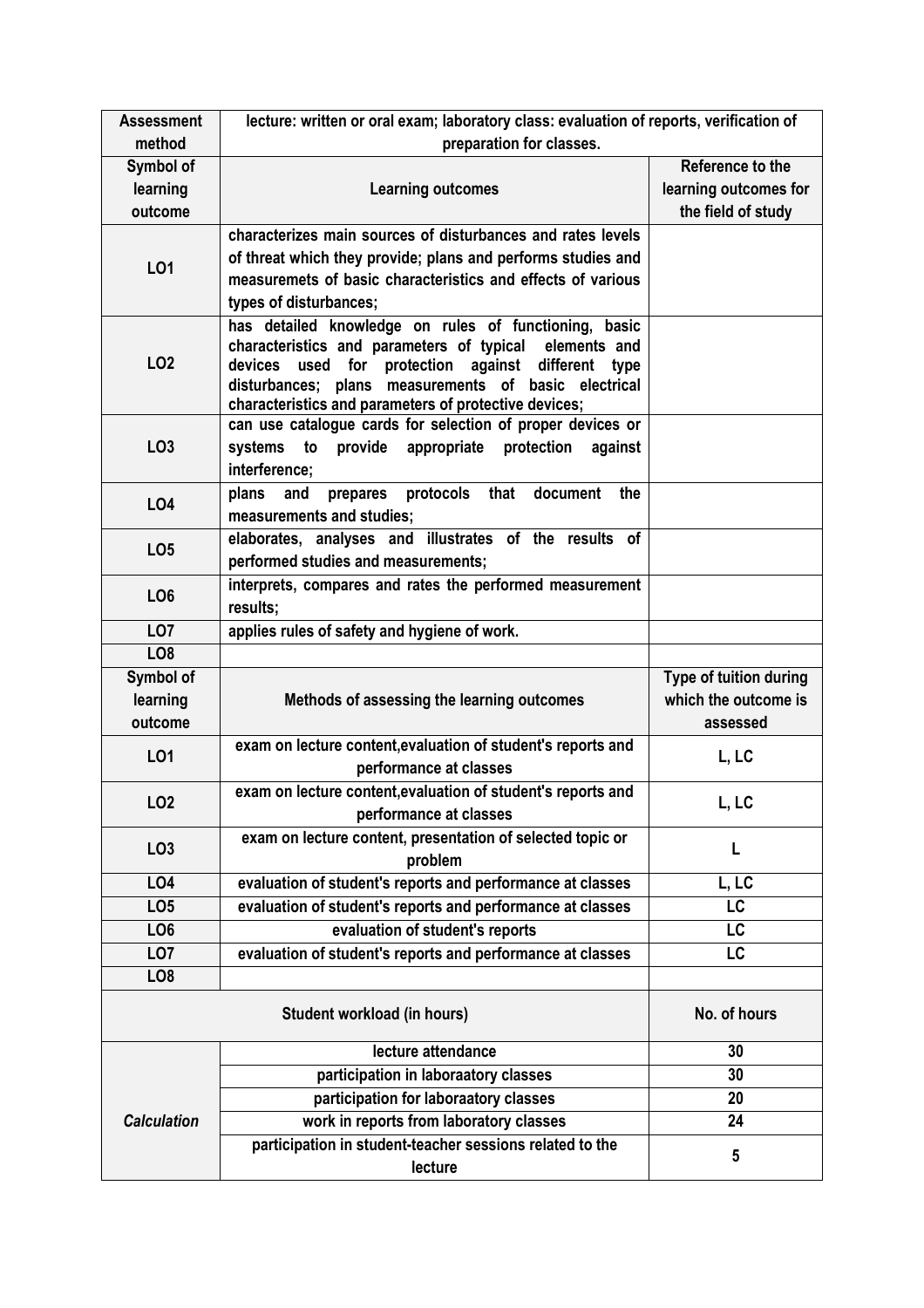| Assessment method | lecture: written or oral exam; laboratory class: evaluation of reports, verification of preparation for classes. | |
|---|---|---|
| **Symbol of learning outcome** | **Learning outcomes** | **Reference to the learning outcomes for the field of study** |
| LO1 | characterizes main sources of disturbances and rates levels of threat which they provide; plans and performs studies and measuremets of basic characteristics and effects of various types of disturbances; | |
| LO2 | has detailed knowledge on rules of functioning, basic characteristics and parameters of typical elements and devices used for protection against different type disturbances; plans measurements of basic electrical characteristics and parameters of protective devices; | |
| LO3 | can use catalogue cards for selection of proper devices or systems to provide appropriate protection against interference; | |
| LO4 | plans and prepares protocols that document the measurements and studies; | |
| LO5 | elaborates, analyses and illustrates of the results of performed studies and measurements; | |
| LO6 | interprets, compares and rates the performed measurement results; | |
| LO7 | applies rules of safety and hygiene of work. | |
| LO8 | | |
| **Symbol of learning outcome** | **Methods of assessing the learning outcomes** | **Type of tuition during which the outcome is assessed** |
| LO1 | exam on lecture content,evaluation of student's reports and performance at classes | L, LC |
| LO2 | exam on lecture content,evaluation of student's reports and performance at classes | L, LC |
| LO3 | exam on lecture content, presentation of selected topic or problem | L |
| LO4 | evaluation of student's reports and performance at classes | L, LC |
| LO5 | evaluation of student's reports and performance at classes | LC |
| LO6 | evaluation of student's reports | LC |
| LO7 | evaluation of student's reports and performance at classes | LC |
| LO8 | | |
| **Student workload (in hours)** | | **No. of hours** |
| *Calculation* | lecture attendance | 30 |
| | participation in laboraatory classes | 30 |
| | participation for laboraatory classes | 20 |
| | work in reports from laboratory classes | 24 |
| | participation in student-teacher sessions related to the lecture | 5 |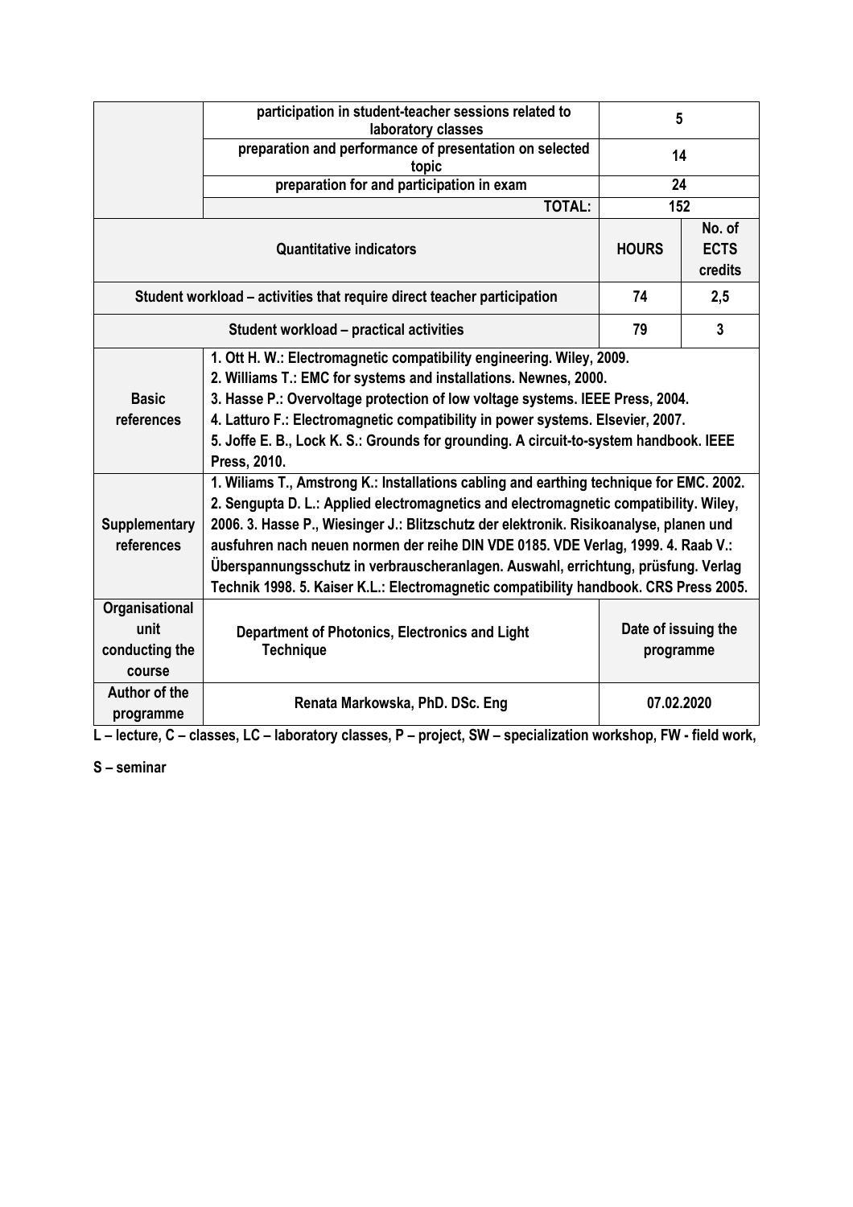| | | | |
|---|---|---|---|
| | participation in student-teacher sessions related to laboratory classes | 5 | |
| | preparation and performance of presentation on selected topic | 14 | |
| | preparation for and participation in exam | 24 | |
| | TOTAL: | 152 | |
| Quantitative indicators | | HOURS | No. of ECTS credits |
| Student workload – activities that require direct teacher participation | | 74 | 2,5 |
| Student workload – practical activities | | 79 | 3 |
| Basic references | 1. Ott H. W.: Electromagnetic compatibility engineering. Wiley, 2009.<br>2. Williams T.: EMC for systems and installations. Newnes, 2000.<br>3. Hasse P.: Overvoltage protection of low voltage systems. IEEE Press, 2004.<br>4. Latturo F.: Electromagnetic compatibility in power systems. Elsevier, 2007.<br>5. Joffe E. B., Lock K. S.: Grounds for grounding. A circuit-to-system handbook. IEEE Press, 2010. | | |
| Supplementary references | 1. Wiliams T., Amstrong K.: Installations cabling and earthing technique for EMC. 2002. 2. Sengupta D. L.: Applied electromagnetics and electromagnetic compatibility. Wiley, 2006. 3. Hasse P., Wiesinger J.: Blitzschutz der elektronik. Risikoanalyse, planen und ausfuhren nach neuen normen der reihe DIN VDE 0185. VDE Verlag, 1999. 4. Raab V.: Überspannungsschutz in verbrauscheranlagen. Auswahl, errichtung, prüsfung. Verlag Technik 1998. 5. Kaiser K.L.: Electromagnetic compatibility handbook. CRS Press 2005. | | |
| Organisational unit conducting the course | Department of Photonics, Electronics and Light Technique | Date of issuing the programme | |
| Author of the programme | Renata Markowska, PhD. DSc. Eng | 07.02.2020 | |

**L – lecture, C – classes, LC – laboratory classes, P – project, SW – specialization workshop, FW - field work,**

**S – seminar**